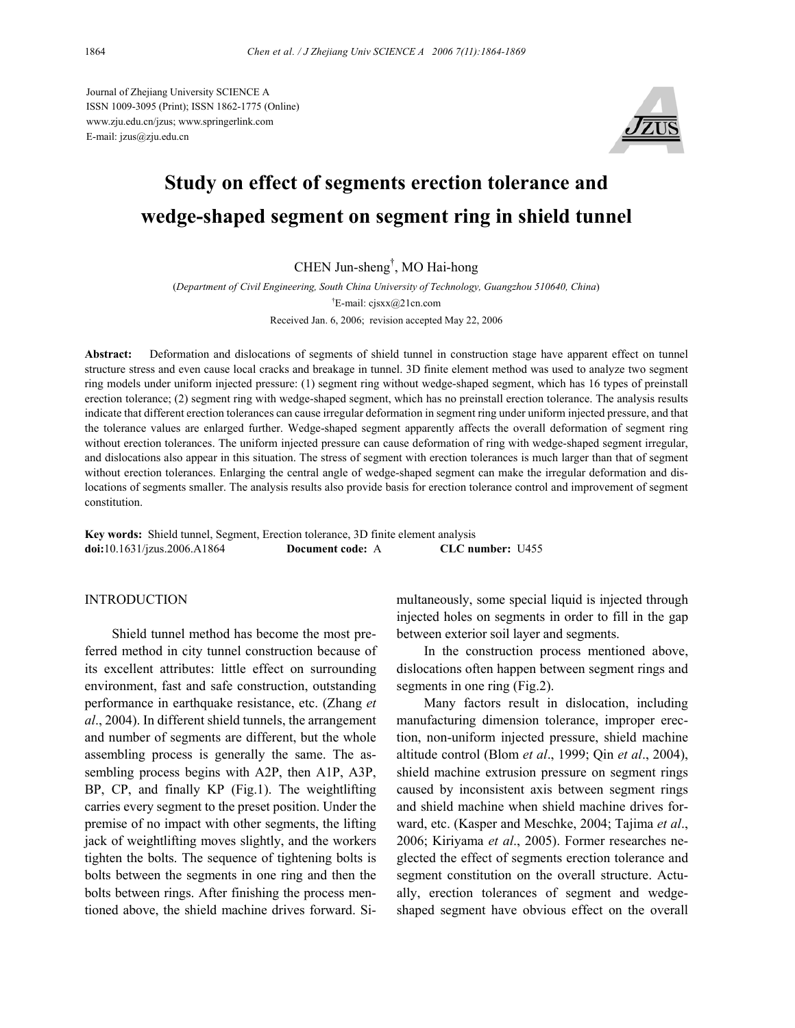Journal of Zhejiang University SCIENCE A
ISSN 1009-3095 (Print); ISSN 1862-1775 (Online)
www.zju.edu.cn/jzus; www.springerlink.com
E-mail: jzus@zju.edu.cn

# Study on effect of segments erection tolerance and wedge-shaped segment on segment ring in shield tunnel

CHEN Jun-sheng[†], MO Hai-hong

(*Department of Civil Engineering, South China University of Technology, Guangzhou 510640, China*)

[†]E-mail: cjsxx@21cn.com

Received Jan. 6, 2006; revision accepted May 22, 2006

**Abstract:** Deformation and dislocations of segments of shield tunnel in construction stage have apparent effect on tunnel structure stress and even cause local cracks and breakage in tunnel. 3D finite element method was used to analyze two segment ring models under uniform injected pressure: (1) segment ring without wedge-shaped segment, which has 16 types of preinstall erection tolerance; (2) segment ring with wedge-shaped segment, which has no preinstall erection tolerance. The analysis results indicate that different erection tolerances can cause irregular deformation in segment ring under uniform injected pressure, and that the tolerance values are enlarged further. Wedge-shaped segment apparently affects the overall deformation of segment ring without erection tolerances. The uniform injected pressure can cause deformation of ring with wedge-shaped segment irregular, and dislocations also appear in this situation. The stress of segment with erection tolerances is much larger than that of segment without erection tolerances. Enlarging the central angle of wedge-shaped segment can make the irregular deformation and dislocations of segments smaller. The analysis results also provide basis for erection tolerance control and improvement of segment constitution.

**Key words:** Shield tunnel, Segment, Erection tolerance, 3D finite element analysis
**doi:**10.1631/jzus.2006.A1864 **Document code:** A **CLC number:** U455

## INTRODUCTION

Shield tunnel method has become the most preferred method in city tunnel construction because of its excellent attributes: little effect on surrounding environment, fast and safe construction, outstanding performance in earthquake resistance, etc. (Zhang *et al*., 2004). In different shield tunnels, the arrangement and number of segments are different, but the whole assembling process is generally the same. The assembling process begins with A2P, then A1P, A3P, BP, CP, and finally KP (Fig.1). The weightlifting carries every segment to the preset position. Under the premise of no impact with other segments, the lifting jack of weightlifting moves slightly, and the workers tighten the bolts. The sequence of tightening bolts is bolts between the segments in one ring and then the bolts between rings. After finishing the process mentioned above, the shield machine drives forward. Simultaneously, some special liquid is injected through injected holes on segments in order to fill in the gap between exterior soil layer and segments.

In the construction process mentioned above, dislocations often happen between segment rings and segments in one ring (Fig.2).

Many factors result in dislocation, including manufacturing dimension tolerance, improper erection, non-uniform injected pressure, shield machine altitude control (Blom *et al*., 1999; Qin *et al*., 2004), shield machine extrusion pressure on segment rings caused by inconsistent axis between segment rings and shield machine when shield machine drives forward, etc. (Kasper and Meschke, 2004; Tajima *et al*., 2006; Kiriyama *et al*., 2005). Former researches neglected the effect of segments erection tolerance and segment constitution on the overall structure. Actually, erection tolerances of segment and wedge-shaped segment have obvious effect on the overall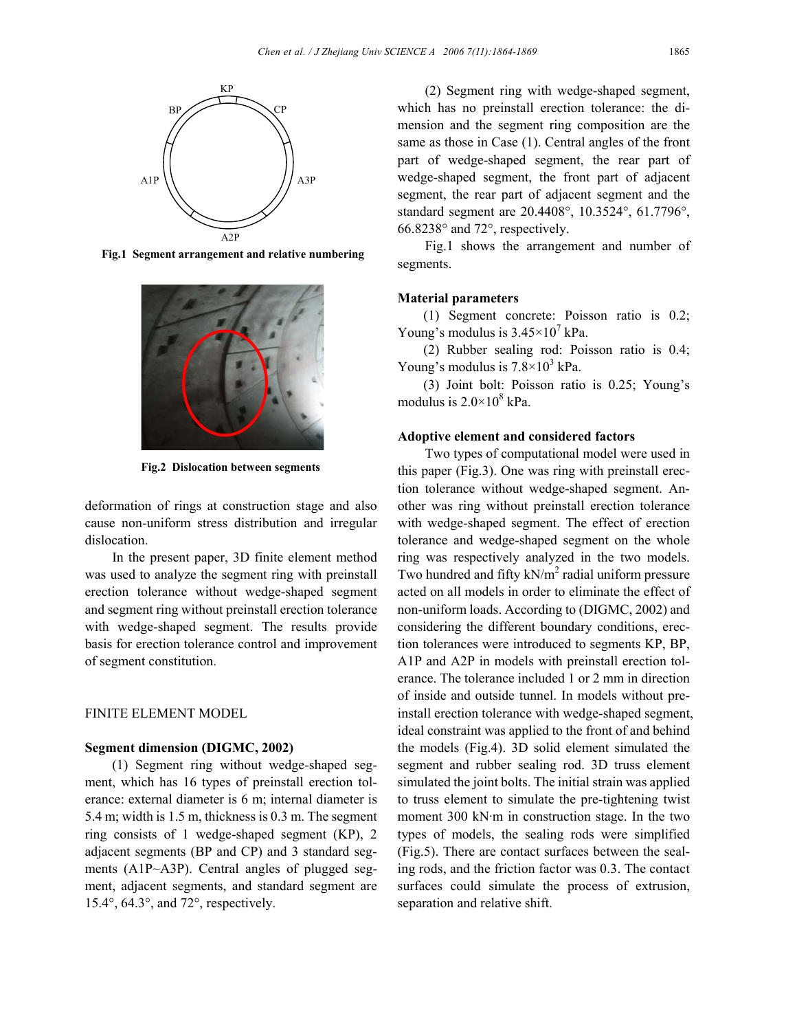Fig.1  Segment arrangement and relative numbering

Fig.2  Dislocation between segments

deformation of rings at construction stage and also cause non-uniform stress distribution and irregular dislocation.

In the present paper, 3D finite element method was used to analyze the segment ring with preinstall erection tolerance without wedge-shaped segment and segment ring without preinstall erection tolerance with wedge-shaped segment. The results provide basis for erection tolerance control and improvement of segment constitution.

## FINITE ELEMENT MODEL

### Segment dimension (DIGMC, 2002)

(1) Segment ring without wedge-shaped segment, which has 16 types of preinstall erection tolerance: external diameter is 6 m; internal diameter is 5.4 m; width is 1.5 m, thickness is 0.3 m. The segment ring consists of 1 wedge-shaped segment (KP), 2 adjacent segments (BP and CP) and 3 standard segments (A1P~A3P). Central angles of plugged segment, adjacent segments, and standard segment are 15.4°, 64.3°, and 72°, respectively.

(2) Segment ring with wedge-shaped segment, which has no preinstall erection tolerance: the dimension and the segment ring composition are the same as those in Case (1). Central angles of the front part of wedge-shaped segment, the rear part of wedge-shaped segment, the front part of adjacent segment, the rear part of adjacent segment and the standard segment are 20.4408°, 10.3524°, 61.7796°, 66.8238° and 72°, respectively.

Fig.1 shows the arrangement and number of segments.

### Material parameters

(1) Segment concrete: Poisson ratio is 0.2; Young's modulus is $3.45\times10^{7}$ kPa.

(2) Rubber sealing rod: Poisson ratio is 0.4; Young's modulus is $7.8\times10^{3}$ kPa.

(3) Joint bolt: Poisson ratio is 0.25; Young's modulus is $2.0\times10^{8}$ kPa.

### Adoptive element and considered factors

Two types of computational model were used in this paper (Fig.3). One was ring with preinstall erection tolerance without wedge-shaped segment. Another was ring without preinstall erection tolerance with wedge-shaped segment. The effect of erection tolerance and wedge-shaped segment on the whole ring was respectively analyzed in the two models. Two hundred and fifty kN/m$^2$ radial uniform pressure acted on all models in order to eliminate the effect of non-uniform loads. According to (DIGMC, 2002) and considering the different boundary conditions, erection tolerances were introduced to segments KP, BP, A1P and A2P in models with preinstall erection tolerance. The tolerance included 1 or 2 mm in direction of inside and outside tunnel. In models without preinstall erection tolerance with wedge-shaped segment, ideal constraint was applied to the front of and behind the models (Fig.4). 3D solid element simulated the segment and rubber sealing rod. 3D truss element simulated the joint bolts. The initial strain was applied to truss element to simulate the pre-tightening twist moment 300 kN·m in construction stage. In the two types of models, the sealing rods were simplified (Fig.5). There are contact surfaces between the sealing rods, and the friction factor was 0.3. The contact surfaces could simulate the process of extrusion, separation and relative shift.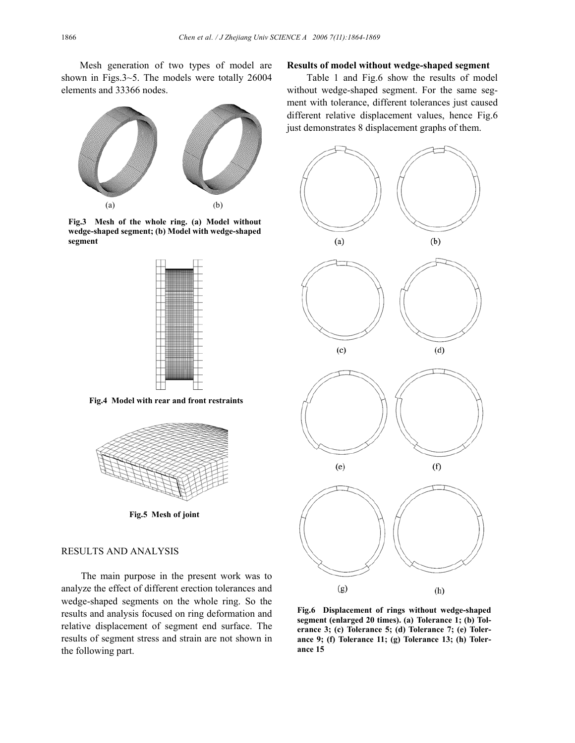Mesh generation of two types of model are shown in Figs.3~5. The models were totally 26004 elements and 33366 nodes.

**Fig.3 Mesh of the whole ring. (a) Model without wedge-shaped segment; (b) Model with wedge-shaped segment**

**Fig.4 Model with rear and front restraints**

**Fig.5 Mesh of joint**

## RESULTS AND ANALYSIS

The main purpose in the present work was to analyze the effect of different erection tolerances and wedge-shaped segments on the whole ring. So the results and analysis focused on ring deformation and relative displacement of segment end surface. The results of segment stress and strain are not shown in the following part.

### Results of model without wedge-shaped segment

Table 1 and Fig.6 show the results of model without wedge-shaped segment. For the same segment with tolerance, different tolerances just caused different relative displacement values, hence Fig.6 just demonstrates 8 displacement graphs of them.

**Fig.6 Displacement of rings without wedge-shaped segment (enlarged 20 times). (a) Tolerance 1; (b) Tolerance 3; (c) Tolerance 5; (d) Tolerance 7; (e) Tolerance 9; (f) Tolerance 11; (g) Tolerance 13; (h) Tolerance 15**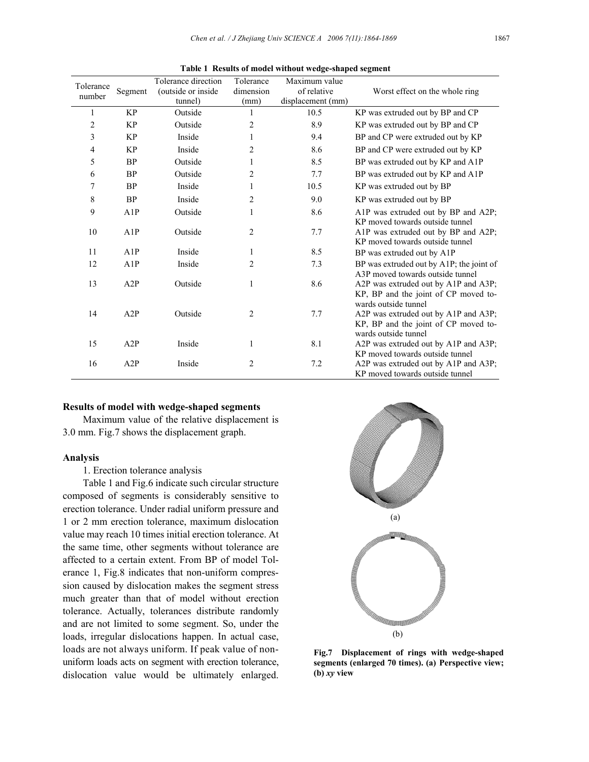**Table 1 Results of model without wedge-shaped segment**

| Tolerance number | Segment | Tolerance direction (outside or inside tunnel) | Tolerance dimension (mm) | Maximum value of relative displacement (mm) | Worst effect on the whole ring |
|---|---|---|---|---|---|
| 1 | KP | Outside | 1 | 10.5 | KP was extruded out by BP and CP |
| 2 | KP | Outside | 2 | 8.9 | KP was extruded out by BP and CP |
| 3 | KP | Inside | 1 | 9.4 | BP and CP were extruded out by KP |
| 4 | KP | Inside | 2 | 8.6 | BP and CP were extruded out by KP |
| 5 | BP | Outside | 1 | 8.5 | BP was extruded out by KP and A1P |
| 6 | BP | Outside | 2 | 7.7 | BP was extruded out by KP and A1P |
| 7 | BP | Inside | 1 | 10.5 | KP was extruded out by BP |
| 8 | BP | Inside | 2 | 9.0 | KP was extruded out by BP |
| 9 | A1P | Outside | 1 | 8.6 | A1P was extruded out by BP and A2P; KP moved towards outside tunnel |
| 10 | A1P | Outside | 2 | 7.7 | A1P was extruded out by BP and A2P; KP moved towards outside tunnel |
| 11 | A1P | Inside | 1 | 8.5 | BP was extruded out by A1P |
| 12 | A1P | Inside | 2 | 7.3 | BP was extruded out by A1P; the joint of A3P moved towards outside tunnel |
| 13 | A2P | Outside | 1 | 8.6 | A2P was extruded out by A1P and A3P; KP, BP and the joint of CP moved towards outside tunnel |
| 14 | A2P | Outside | 2 | 7.7 | A2P was extruded out by A1P and A3P; KP, BP and the joint of CP moved towards outside tunnel |
| 15 | A2P | Inside | 1 | 8.1 | A2P was extruded out by A1P and A3P; KP moved towards outside tunnel |
| 16 | A2P | Inside | 2 | 7.2 | A2P was extruded out by A1P and A3P; KP moved towards outside tunnel |

**Results of model with wedge-shaped segments**

Maximum value of the relative displacement is 3.0 mm. Fig.7 shows the displacement graph.

**Analysis**

1. Erection tolerance analysis

Table 1 and Fig.6 indicate such circular structure composed of segments is considerably sensitive to erection tolerance. Under radial uniform pressure and 1 or 2 mm erection tolerance, maximum dislocation value may reach 10 times initial erection tolerance. At the same time, other segments without tolerance are affected to a certain extent. From BP of model Tolerance 1, Fig.8 indicates that non-uniform compression caused by dislocation makes the segment stress much greater than that of model without erection tolerance. Actually, tolerances distribute randomly and are not limited to some segment. So, under the loads, irregular dislocations happen. In actual case, loads are not always uniform. If peak value of non-uniform loads acts on segment with erection tolerance, dislocation value would be ultimately enlarged.

(a)

(b)

**Fig.7 Displacement of rings with wedge-shaped segments (enlarged 70 times). (a) Perspective view; (b) *xy* view**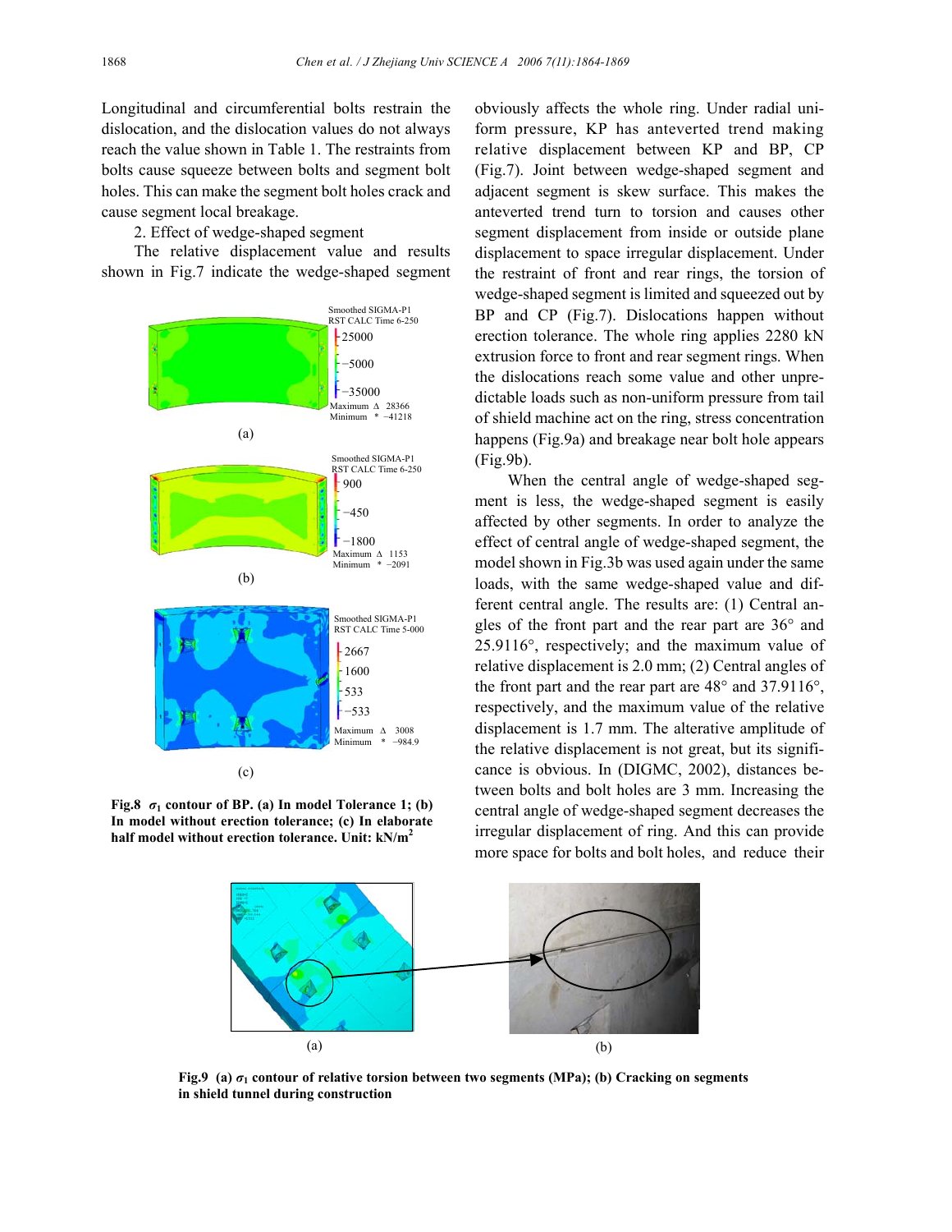Longitudinal and circumferential bolts restrain the dislocation, and the dislocation values do not always reach the value shown in Table 1. The restraints from bolts cause squeeze between bolts and segment bolt holes. This can make the segment bolt holes crack and cause segment local breakage.

2. Effect of wedge-shaped segment

The relative displacement value and results shown in Fig.7 indicate the wedge-shaped segment obviously affects the whole ring. Under radial uniform pressure, KP has anteverted trend making relative displacement between KP and BP, CP (Fig.7). Joint between wedge-shaped segment and adjacent segment is skew surface. This makes the anteverted trend turn to torsion and causes other segment displacement from inside or outside plane displacement to space irregular displacement. Under the restraint of front and rear rings, the torsion of wedge-shaped segment is limited and squeezed out by BP and CP (Fig.7). Dislocations happen without erection tolerance. The whole ring applies 2280 kN extrusion force to front and rear segment rings. When the dislocations reach some value and other unpredictable loads such as non-uniform pressure from tail of shield machine act on the ring, stress concentration happens (Fig.9a) and breakage near bolt hole appears (Fig.9b).

Fig.8 $\sigma_1$ contour of BP. (a) In model Tolerance 1; (b) In model without erection tolerance; (c) In elaborate half model without erection tolerance. Unit: kN/m$^2$

When the central angle of wedge-shaped segment is less, the wedge-shaped segment is easily affected by other segments. In order to analyze the effect of central angle of wedge-shaped segment, the model shown in Fig.3b was used again under the same loads, with the same wedge-shaped value and different central angle. The results are: (1) Central angles of the front part and the rear part are 36° and 25.9116°, respectively; and the maximum value of relative displacement is 2.0 mm; (2) Central angles of the front part and the rear part are 48° and 37.9116°, respectively, and the maximum value of the relative displacement is 1.7 mm. The alterative amplitude of the relative displacement is not great, but its significance is obvious. In (DIGMC, 2002), distances between bolts and bolt holes are 3 mm. Increasing the central angle of wedge-shaped segment decreases the irregular displacement of ring. And this can provide more space for bolts and bolt holes, and reduce their

Fig.9 (a) $\sigma_1$ contour of relative torsion between two segments (MPa); (b) Cracking on segments in shield tunnel during construction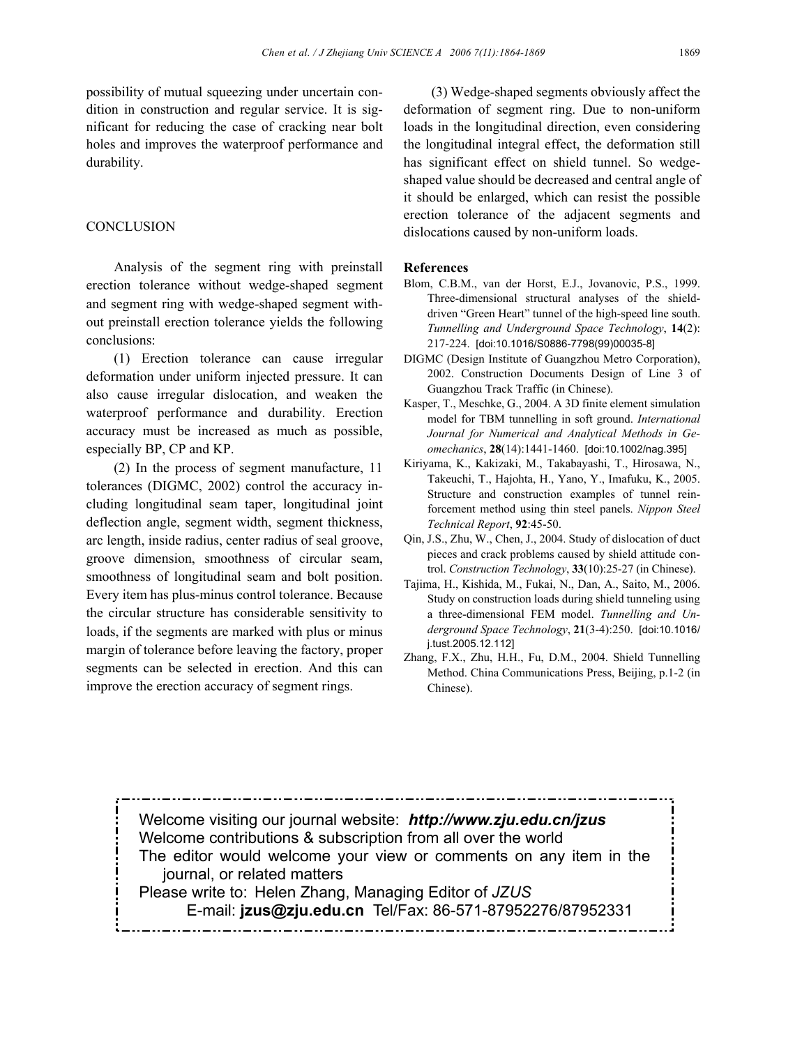possibility of mutual squeezing under uncertain condition in construction and regular service. It is significant for reducing the case of cracking near bolt holes and improves the waterproof performance and durability.

## CONCLUSION

Analysis of the segment ring with preinstall erection tolerance without wedge-shaped segment and segment ring with wedge-shaped segment without preinstall erection tolerance yields the following conclusions:

(1) Erection tolerance can cause irregular deformation under uniform injected pressure. It can also cause irregular dislocation, and weaken the waterproof performance and durability. Erection accuracy must be increased as much as possible, especially BP, CP and KP.

(2) In the process of segment manufacture, 11 tolerances (DIGMC, 2002) control the accuracy including longitudinal seam taper, longitudinal joint deflection angle, segment width, segment thickness, arc length, inside radius, center radius of seal groove, groove dimension, smoothness of circular seam, smoothness of longitudinal seam and bolt position. Every item has plus-minus control tolerance. Because the circular structure has considerable sensitivity to loads, if the segments are marked with plus or minus margin of tolerance before leaving the factory, proper segments can be selected in erection. And this can improve the erection accuracy of segment rings.

(3) Wedge-shaped segments obviously affect the deformation of segment ring. Due to non-uniform loads in the longitudinal direction, even considering the longitudinal integral effect, the deformation still has significant effect on shield tunnel. So wedge-shaped value should be decreased and central angle of it should be enlarged, which can resist the possible erection tolerance of the adjacent segments and dislocations caused by non-uniform loads.

## References

Blom, C.B.M., van der Horst, E.J., Jovanovic, P.S., 1999. Three-dimensional structural analyses of the shield-driven "Green Heart" tunnel of the high-speed line south. *Tunnelling and Underground Space Technology*, **14**(2): 217-224. [doi:10.1016/S0886-7798(99)00035-8]

DIGMC (Design Institute of Guangzhou Metro Corporation), 2002. Construction Documents Design of Line 3 of Guangzhou Track Traffic (in Chinese).

Kasper, T., Meschke, G., 2004. A 3D finite element simulation model for TBM tunnelling in soft ground. *International Journal for Numerical and Analytical Methods in Geomechanics*, **28**(14):1441-1460. [doi:10.1002/nag.395]

Kiriyama, K., Kakizaki, M., Takabayashi, T., Hirosawa, N., Takeuchi, T., Hajohta, H., Yano, Y., Imafuku, K., 2005. Structure and construction examples of tunnel reinforcement method using thin steel panels. *Nippon Steel Technical Report*, **92**:45-50.

Qin, J.S., Zhu, W., Chen, J., 2004. Study of dislocation of duct pieces and crack problems caused by shield attitude control. *Construction Technology*, **33**(10):25-27 (in Chinese).

Tajima, H., Kishida, M., Fukai, N., Dan, A., Saito, M., 2006. Study on construction loads during shield tunneling using a three-dimensional FEM model. *Tunnelling and Underground Space Technology*, **21**(3-4):250. [doi:10.1016/j.tust.2005.12.112]

Zhang, F.X., Zhu, H.H., Fu, D.M., 2004. Shield Tunnelling Method. China Communications Press, Beijing, p.1-2 (in Chinese).

Welcome visiting our journal website: ***http://www.zju.edu.cn/jzus***
Welcome contributions & subscription from all over the world
The editor would welcome your view or comments on any item in the journal, or related matters
Please write to: Helen Zhang, Managing Editor of *JZUS*
E-mail: **jzus@zju.edu.cn** Tel/Fax: 86-571-87952276/87952331